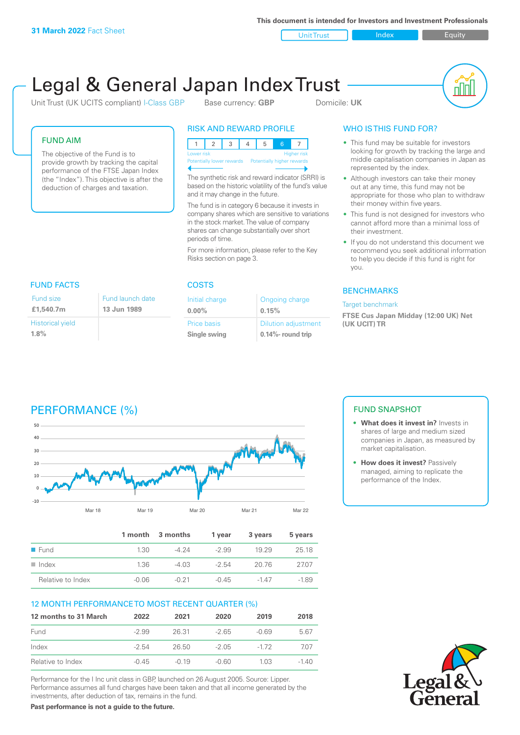**31 March 2022** Fact Sheet

This document is intended for Investors and Investment Professionals

Unit Trust | Index | Equity

# Legal & General Japan Index Trust

Unit Trust (UK UCITS compliant) I-Class GBP    Base currency: **GBP**    Domicile: **UK**

## FUND AIM

The objective of the Fund is to provide growth by tracking the capital performance of the FTSE Japan Index (the "Index"). This objective is after the deduction of charges and taxation.

## RISK AND REWARD PROFILE

| 1 | 2 | 3 | 4 | 5 | 6 | 7 |
|---|---|---|---|---|---|---|

Lower risk — Potentially lower rewards | Higher risk — Potentially higher rewards

The synthetic risk and reward indicator (SRRI) is based on the historic volatility of the fund's value and it may change in the future.

The fund is in category 6 because it invests in company shares which are sensitive to variations in the stock market. The value of company shares can change substantially over short periods of time.

For more information, please refer to the Key Risks section on page 3.

## WHO IS THIS FUND FOR?

- This fund may be suitable for investors looking for growth by tracking the large and middle capitalisation companies in Japan as represented by the index.
- Although investors can take their money out at any time, this fund may not be appropriate for those who plan to withdraw their money within five years.
- This fund is not designed for investors who cannot afford more than a minimal loss of their investment.
- If you do not understand this document we recommend you seek additional information to help you decide if this fund is right for you.

## FUND FACTS

| Fund size | Fund launch date |
|---|---|
| **£1,540.7m** | **13 Jun 1989** |
| Historical yield | |
| **1.8%** | |

## COSTS

| Initial charge | Ongoing charge |
|---|---|
| **0.00%** | **0.15%** |
| Price basis | Dilution adjustment |
| **Single swing** | **0.14%- round trip** |

## BENCHMARKS

Target benchmark

**FTSE Cus Japan Midday (12:00 UK) Net (UK UCIT) TR**

## PERFORMANCE (%)

| | 1 month | 3 months | 1 year | 3 years | 5 years |
|---|---|---|---|---|---|
| Fund | 1.30 | -4.24 | -2.99 | 19.29 | 25.18 |
| Index | 1.36 | -4.03 | -2.54 | 20.76 | 27.07 |
| Relative to Index | -0.06 | -0.21 | -0.45 | -1.47 | -1.89 |

## 12 MONTH PERFORMANCE TO MOST RECENT QUARTER (%)

| 12 months to 31 March | 2022 | 2021 | 2020 | 2019 | 2018 |
|---|---|---|---|---|---|
| Fund | -2.99 | 26.31 | -2.65 | -0.69 | 5.67 |
| Index | -2.54 | 26.50 | -2.05 | -1.72 | 7.07 |
| Relative to Index | -0.45 | -0.19 | -0.60 | 1.03 | -1.40 |

Performance for the I Inc unit class in GBP, launched on 26 August 2005. Source: Lipper. Performance assumes all fund charges have been taken and that all income generated by the investments, after deduction of tax, remains in the fund.

**Past performance is not a guide to the future.**

## FUND SNAPSHOT

- **What does it invest in?** Invests in shares of large and medium sized companies in Japan, as measured by market capitalisation.
- **How does it invest?** Passively managed, aiming to replicate the performance of the Index.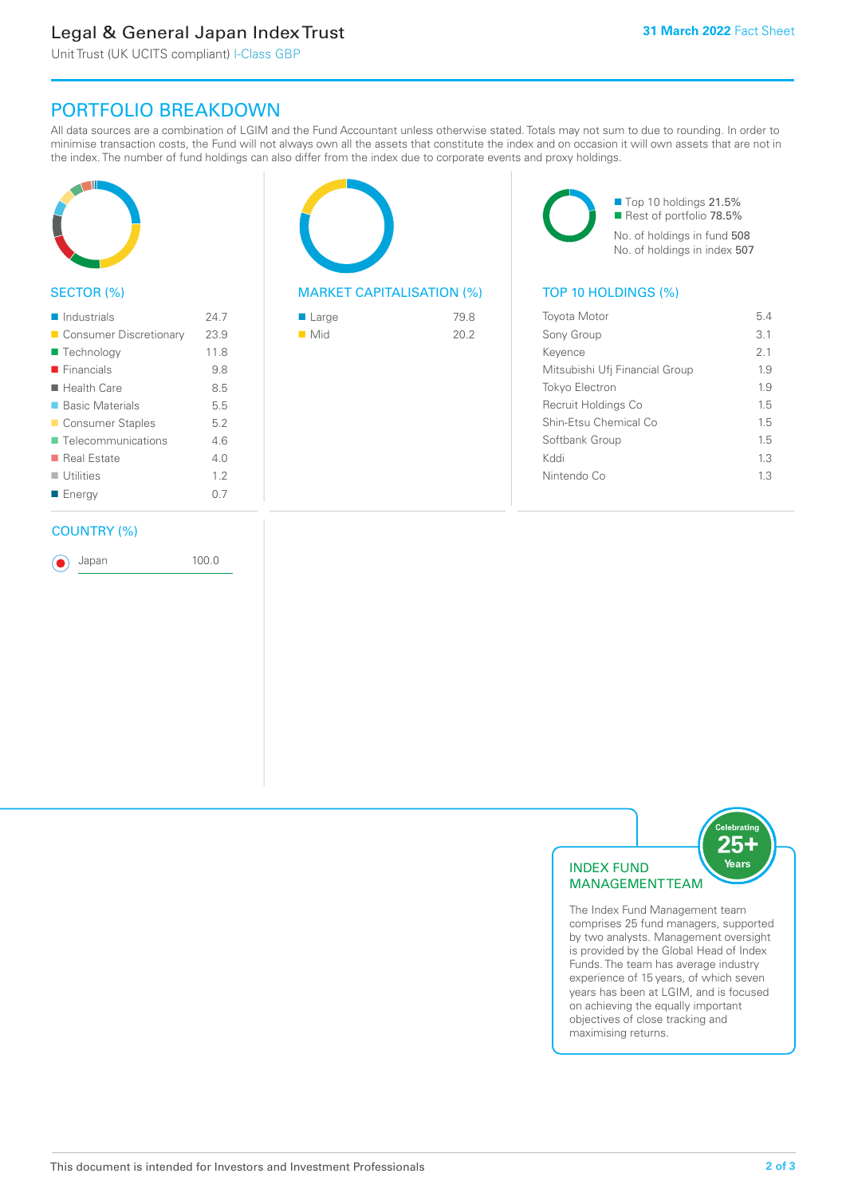## PORTFOLIO BREAKDOWN

All data sources are a combination of LGIM and the Fund Accountant unless otherwise stated. Totals may not sum to due to rounding. In order to minimise transaction costs, the Fund will not always own all the assets that constitute the index and on occasion it will own assets that are not in the index. The number of fund holdings can also differ from the index due to corporate events and proxy holdings.

### SECTOR (%)

| Sector | % |
|---|---|
| Industrials | 24.7 |
| Consumer Discretionary | 23.9 |
| Technology | 11.8 |
| Financials | 9.8 |
| Health Care | 8.5 |
| Basic Materials | 5.5 |
| Consumer Staples | 5.2 |
| Telecommunications | 4.6 |
| Real Estate | 4.0 |
| Utilities | 1.2 |
| Energy | 0.7 |

### MARKET CAPITALISATION (%)

| Market Cap | % |
|---|---|
| Large | 79.8 |
| Mid | 20.2 |

- Top 10 holdings 21.5%
- Rest of portfolio 78.5%

No. of holdings in fund 508
No. of holdings in index 507

### TOP 10 HOLDINGS (%)

| Holding | % |
|---|---|
| Toyota Motor | 5.4 |
| Sony Group | 3.1 |
| Keyence | 2.1 |
| Mitsubishi Ufj Financial Group | 1.9 |
| Tokyo Electron | 1.9 |
| Recruit Holdings Co | 1.5 |
| Shin-Etsu Chemical Co | 1.5 |
| Softbank Group | 1.5 |
| Kddi | 1.3 |
| Nintendo Co | 1.3 |

### COUNTRY (%)

| Country | % |
|---|---|
| Japan | 100.0 |

### INDEX FUND MANAGEMENT TEAM

Celebrating 25+ Years

The Index Fund Management team comprises 25 fund managers, supported by two analysts. Management oversight is provided by the Global Head of Index Funds. The team has average industry experience of 15 years, of which seven years has been at LGIM, and is focused on achieving the equally important objectives of close tracking and maximising returns.

This document is intended for Investors and Investment Professionals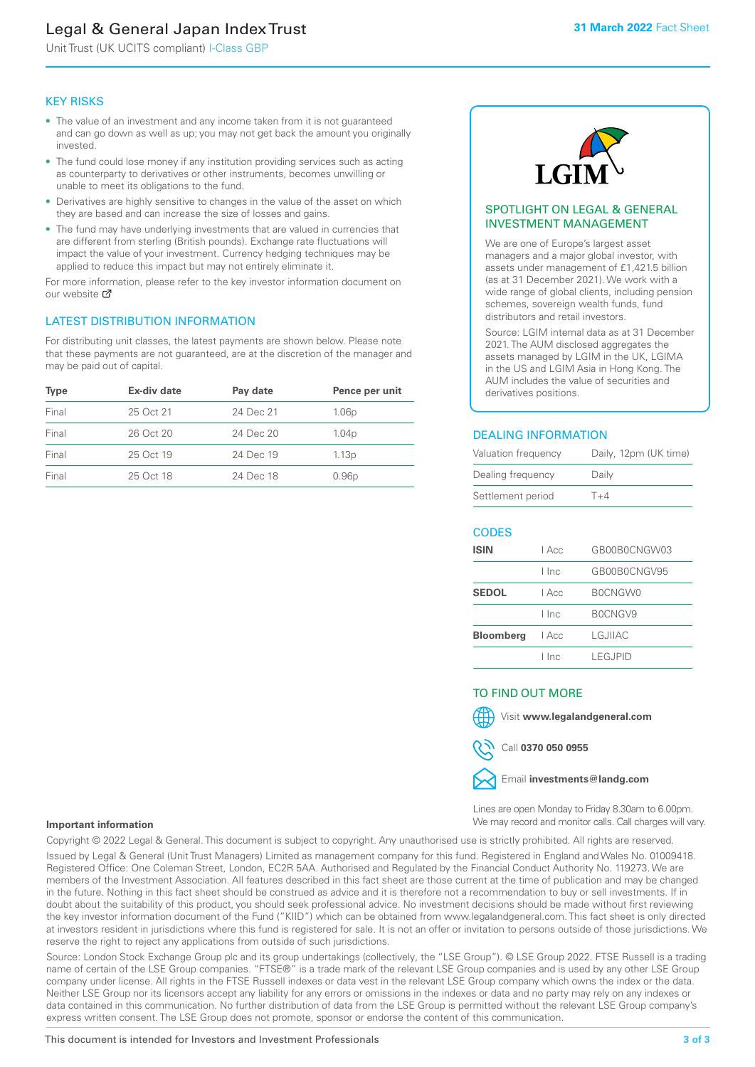# Legal & General Japan Index Trust

Unit Trust (UK UCITS compliant) I-Class GBP

31 March 2022 Fact Sheet

## KEY RISKS

- The value of an investment and any income taken from it is not guaranteed and can go down as well as up; you may not get back the amount you originally invested.
- The fund could lose money if any institution providing services such as acting as counterparty to derivatives or other instruments, becomes unwilling or unable to meet its obligations to the fund.
- Derivatives are highly sensitive to changes in the value of the asset on which they are based and can increase the size of losses and gains.
- The fund may have underlying investments that are valued in currencies that are different from sterling (British pounds). Exchange rate fluctuations will impact the value of your investment. Currency hedging techniques may be applied to reduce this impact but may not entirely eliminate it.

For more information, please refer to the key investor information document on our website

## LATEST DISTRIBUTION INFORMATION

For distributing unit classes, the latest payments are shown below. Please note that these payments are not guaranteed, are at the discretion of the manager and may be paid out of capital.

| Type | Ex-div date | Pay date | Pence per unit |
|---|---|---|---|
| Final | 25 Oct 21 | 24 Dec 21 | 1.06p |
| Final | 26 Oct 20 | 24 Dec 20 | 1.04p |
| Final | 25 Oct 19 | 24 Dec 19 | 1.13p |
| Final | 25 Oct 18 | 24 Dec 18 | 0.96p |

## SPOTLIGHT ON LEGAL & GENERAL INVESTMENT MANAGEMENT

We are one of Europe's largest asset managers and a major global investor, with assets under management of £1,421.5 billion (as at 31 December 2021). We work with a wide range of global clients, including pension schemes, sovereign wealth funds, fund distributors and retail investors.

Source: LGIM internal data as at 31 December 2021. The AUM disclosed aggregates the assets managed by LGIM in the UK, LGIMA in the US and LGIM Asia in Hong Kong. The AUM includes the value of securities and derivatives positions.

## DEALING INFORMATION

| | |
|---|---|
| Valuation frequency | Daily, 12pm (UK time) |
| Dealing frequency | Daily |
| Settlement period | T+4 |

## CODES

| | | |
|---|---|---|
| **ISIN** | I Acc | GB00B0CNGW03 |
| | I Inc | GB00B0CNGV95 |
| **SEDOL** | I Acc | B0CNGW0 |
| | I Inc | B0CNGV9 |
| **Bloomberg** | I Acc | LGJIIAC |
| | I Inc | LEGJPID |

## TO FIND OUT MORE

Visit **www.legalandgeneral.com**

Call **0370 050 0955**

Email **investments@landg.com**

Lines are open Monday to Friday 8.30am to 6.00pm. We may record and monitor calls. Call charges will vary.

**Important information**

Copyright © 2022 Legal & General. This document is subject to copyright. Any unauthorised use is strictly prohibited. All rights are reserved.

Issued by Legal & General (Unit Trust Managers) Limited as management company for this fund. Registered in England and Wales No. 01009418. Registered Office: One Coleman Street, London, EC2R 5AA. Authorised and Regulated by the Financial Conduct Authority No. 119273. We are members of the Investment Association. All features described in this fact sheet are those current at the time of publication and may be changed in the future. Nothing in this fact sheet should be construed as advice and it is therefore not a recommendation to buy or sell investments. If in doubt about the suitability of this product, you should seek professional advice. No investment decisions should be made without first reviewing the key investor information document of the Fund ("KIID") which can be obtained from www.legalandgeneral.com. This fact sheet is only directed at investors resident in jurisdictions where this fund is registered for sale. It is not an offer or invitation to persons outside of those jurisdictions. We reserve the right to reject any applications from outside of such jurisdictions.

Source: London Stock Exchange Group plc and its group undertakings (collectively, the "LSE Group"). © LSE Group 2022. FTSE Russell is a trading name of certain of the LSE Group companies. "FTSE®" is a trade mark of the relevant LSE Group companies and is used by any other LSE Group company under license. All rights in the FTSE Russell indexes or data vest in the relevant LSE Group company which owns the index or the data. Neither LSE Group nor its licensors accept any liability for any errors or omissions in the indexes or data and no party may rely on any indexes or data contained in this communication. No further distribution of data from the LSE Group is permitted without the relevant LSE Group company's express written consent. The LSE Group does not promote, sponsor or endorse the content of this communication.

This document is intended for Investors and Investment Professionals